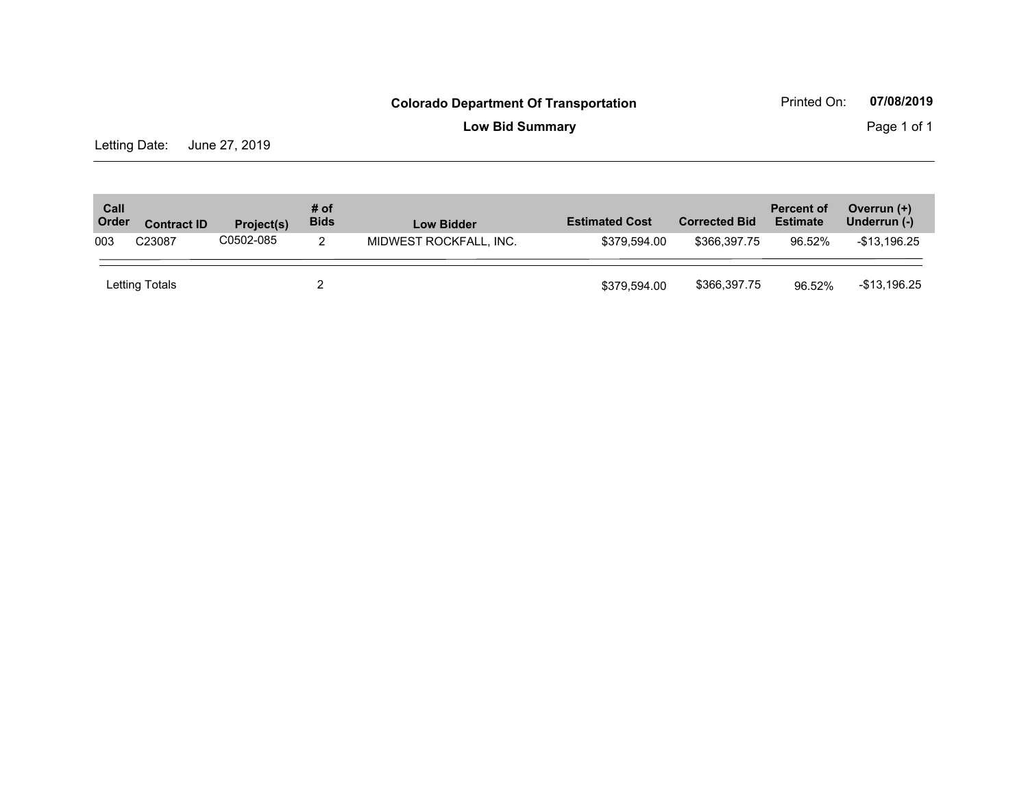**Colorado Department Of Transportation**

**Low Bid Summary**

Printed On: **07/08/2019**

Letting Date: June 27, 2019

| Call Order | Contract ID | Project(s) | # of Bids | Low Bidder | Estimated Cost | Corrected Bid | Percent of Estimate | Overrun (+) Underrun (-) |
|---|---|---|---|---|---|---|---|---|
| 003 | C23087 | C0502-085 | 2 | MIDWEST ROCKFALL, INC. | $379,594.00 | $366,397.75 | 96.52% | -$13,196.25 |
| Letting Totals | | | 2 | | $379,594.00 | $366,397.75 | 96.52% | -$13,196.25 |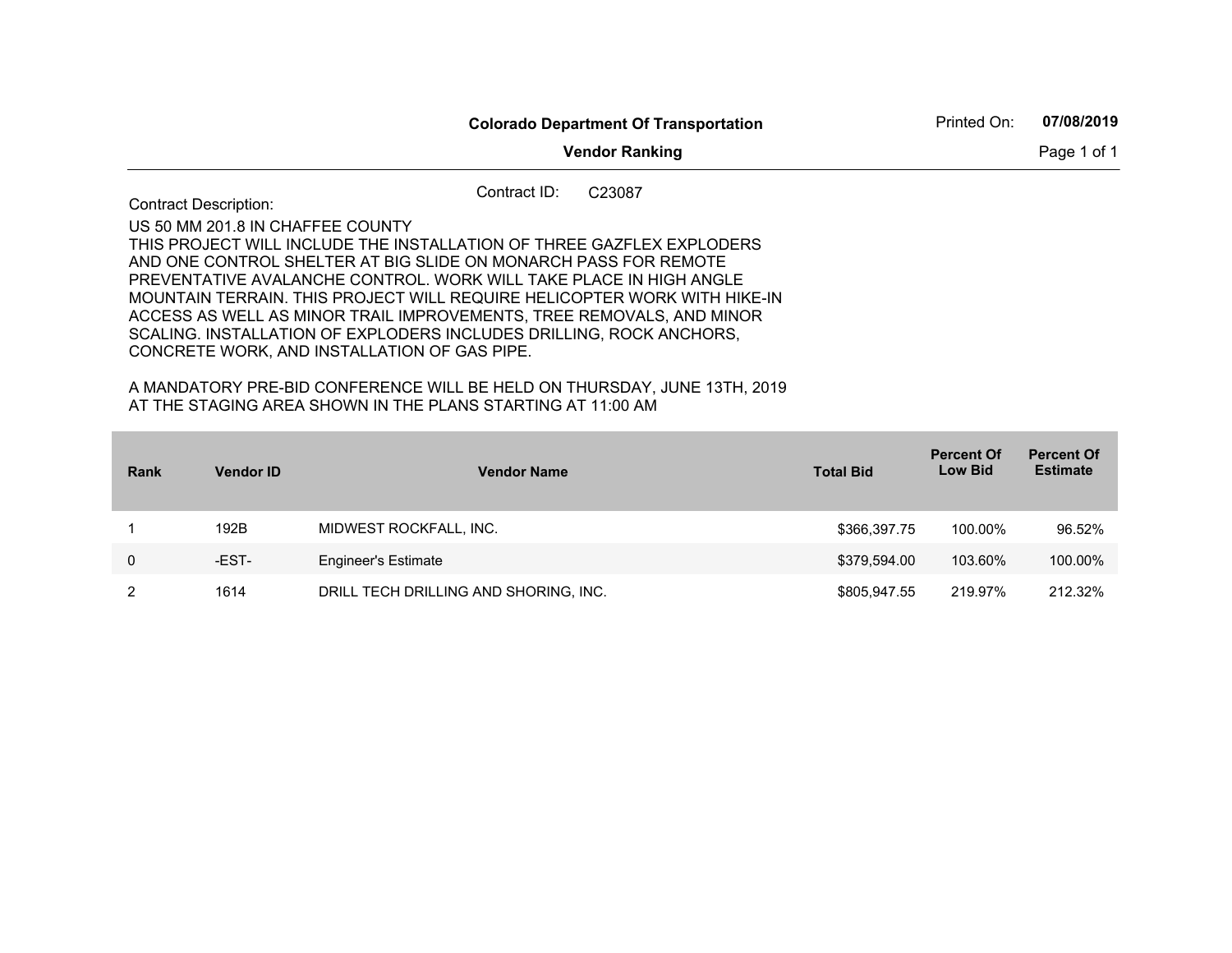**Colorado Department Of Transportation**

**Vendor Ranking**

Printed On: **07/08/2019**

Contract ID: C23087

Contract Description:

US 50 MM 201.8 IN CHAFFEE COUNTY
THIS PROJECT WILL INCLUDE THE INSTALLATION OF THREE GAZFLEX EXPLODERS AND ONE CONTROL SHELTER AT BIG SLIDE ON MONARCH PASS FOR REMOTE PREVENTATIVE AVALANCHE CONTROL. WORK WILL TAKE PLACE IN HIGH ANGLE MOUNTAIN TERRAIN. THIS PROJECT WILL REQUIRE HELICOPTER WORK WITH HIKE-IN ACCESS AS WELL AS MINOR TRAIL IMPROVEMENTS, TREE REMOVALS, AND MINOR SCALING. INSTALLATION OF EXPLODERS INCLUDES DRILLING, ROCK ANCHORS, CONCRETE WORK, AND INSTALLATION OF GAS PIPE.

A MANDATORY PRE-BID CONFERENCE WILL BE HELD ON THURSDAY, JUNE 13TH, 2019 AT THE STAGING AREA SHOWN IN THE PLANS STARTING AT 11:00 AM

| Rank | Vendor ID | Vendor Name | Total Bid | Percent Of Low Bid | Percent Of Estimate |
|---|---|---|---|---|---|
| 1 | 192B | MIDWEST ROCKFALL, INC. | $366,397.75 | 100.00% | 96.52% |
| 0 | -EST- | Engineer's Estimate | $379,594.00 | 103.60% | 100.00% |
| 2 | 1614 | DRILL TECH DRILLING AND SHORING, INC. | $805,947.55 | 219.97% | 212.32% |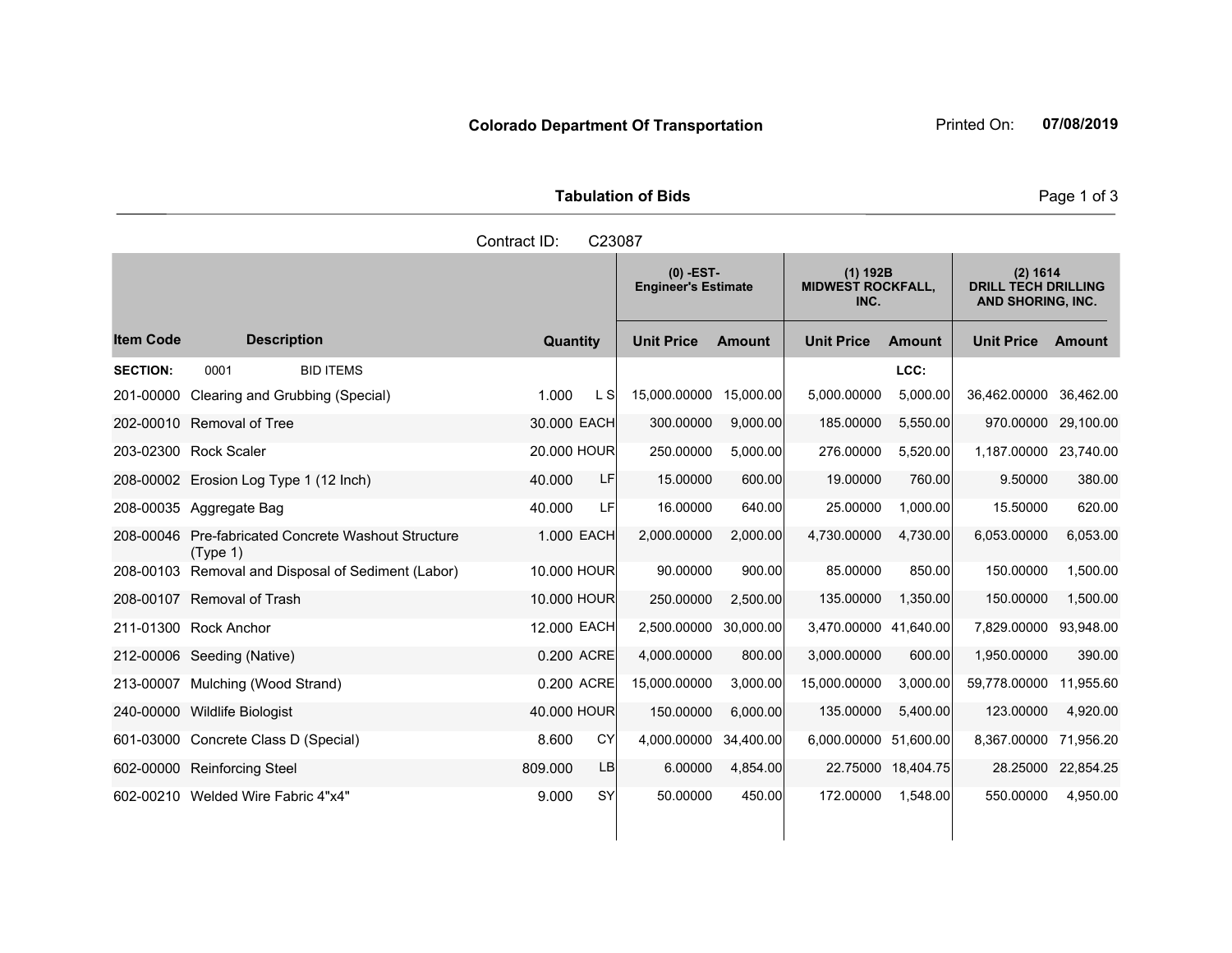**Colorado Department Of Transportation** Printed On: **07/08/2019**

## Tabulation of Bids

Contract ID: C23087

| Item Code | Description | Quantity | | (0) -EST- Engineer's Estimate | | (1) 192B MIDWEST ROCKFALL, INC. | | (2) 1614 DRILL TECH DRILLING AND SHORING, INC. | |
|---|---|---|---|---|---|---|---|---|---|
| | | | | Unit Price | Amount | Unit Price | Amount | Unit Price | Amount |
| **SECTION:** | 0001 BID ITEMS | | | | | | LCC: | | |
| 201-00000 | Clearing and Grubbing (Special) | 1.000 | L S | 15,000.00000 | 15,000.00 | 5,000.00000 | 5,000.00 | 36,462.00000 | 36,462.00 |
| 202-00010 | Removal of Tree | 30.000 | EACH | 300.00000 | 9,000.00 | 185.00000 | 5,550.00 | 970.00000 | 29,100.00 |
| 203-02300 | Rock Scaler | 20.000 | HOUR | 250.00000 | 5,000.00 | 276.00000 | 5,520.00 | 1,187.00000 | 23,740.00 |
| 208-00002 | Erosion Log Type 1 (12 Inch) | 40.000 | LF | 15.00000 | 600.00 | 19.00000 | 760.00 | 9.50000 | 380.00 |
| 208-00035 | Aggregate Bag | 40.000 | LF | 16.00000 | 640.00 | 25.00000 | 1,000.00 | 15.50000 | 620.00 |
| 208-00046 | Pre-fabricated Concrete Washout Structure (Type 1) | 1.000 | EACH | 2,000.00000 | 2,000.00 | 4,730.00000 | 4,730.00 | 6,053.00000 | 6,053.00 |
| 208-00103 | Removal and Disposal of Sediment (Labor) | 10.000 | HOUR | 90.00000 | 900.00 | 85.00000 | 850.00 | 150.00000 | 1,500.00 |
| 208-00107 | Removal of Trash | 10.000 | HOUR | 250.00000 | 2,500.00 | 135.00000 | 1,350.00 | 150.00000 | 1,500.00 |
| 211-01300 | Rock Anchor | 12.000 | EACH | 2,500.00000 | 30,000.00 | 3,470.00000 | 41,640.00 | 7,829.00000 | 93,948.00 |
| 212-00006 | Seeding (Native) | 0.200 | ACRE | 4,000.00000 | 800.00 | 3,000.00000 | 600.00 | 1,950.00000 | 390.00 |
| 213-00007 | Mulching (Wood Strand) | 0.200 | ACRE | 15,000.00000 | 3,000.00 | 15,000.00000 | 3,000.00 | 59,778.00000 | 11,955.60 |
| 240-00000 | Wildlife Biologist | 40.000 | HOUR | 150.00000 | 6,000.00 | 135.00000 | 5,400.00 | 123.00000 | 4,920.00 |
| 601-03000 | Concrete Class D (Special) | 8.600 | CY | 4,000.00000 | 34,400.00 | 6,000.00000 | 51,600.00 | 8,367.00000 | 71,956.20 |
| 602-00000 | Reinforcing Steel | 809.000 | LB | 6.00000 | 4,854.00 | 22.75000 | 18,404.75 | 28.25000 | 22,854.25 |
| 602-00210 | Welded Wire Fabric 4"x4" | 9.000 | SY | 50.00000 | 450.00 | 172.00000 | 1,548.00 | 550.00000 | 4,950.00 |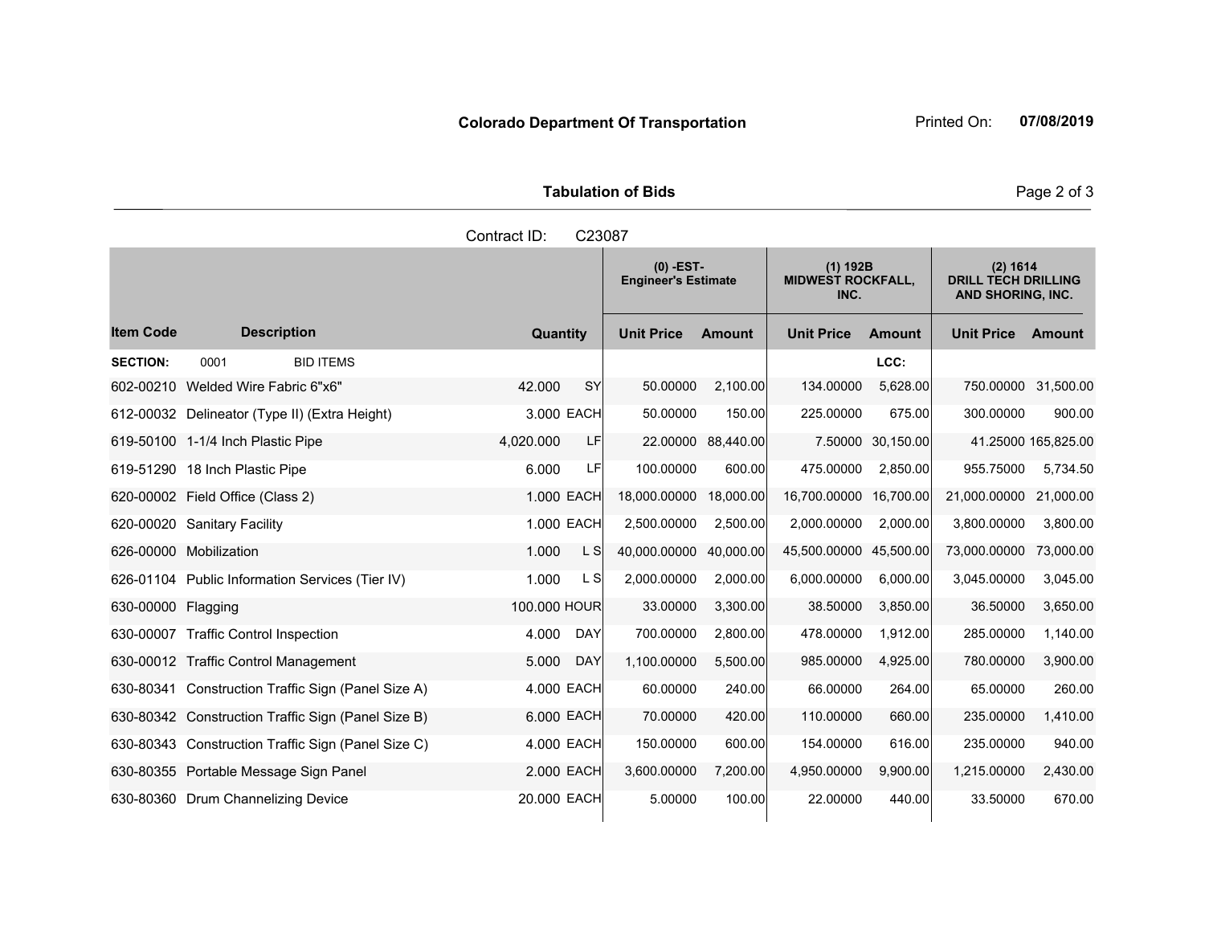**Colorado Department Of Transportation**

Printed On: **07/08/2019**

**Tabulation of Bids**

Contract ID: C23087

| | | | | (0) -EST- Engineer's Estimate | | (1) 192B MIDWEST ROCKFALL, INC. | | (2) 1614 DRILL TECH DRILLING AND SHORING, INC. | |
|---|---|---|---|---|---|---|---|---|---|
| **Item Code** | **Description** | **Quantity** | | **Unit Price** | **Amount** | **Unit Price** | **Amount** | **Unit Price** | **Amount** |
| **SECTION:** | 0001 BID ITEMS | | | | | | LCC: | | |
| 602-00210 | Welded Wire Fabric 6"x6" | 42.000 | SY | 50.00000 | 2,100.00 | 134.00000 | 5,628.00 | 750.00000 | 31,500.00 |
| 612-00032 | Delineator (Type II) (Extra Height) | 3.000 | EACH | 50.00000 | 150.00 | 225.00000 | 675.00 | 300.00000 | 900.00 |
| 619-50100 | 1-1/4 Inch Plastic Pipe | 4,020.000 | LF | 22.00000 | 88,440.00 | 7.50000 | 30,150.00 | 41.25000 | 165,825.00 |
| 619-51290 | 18 Inch Plastic Pipe | 6.000 | LF | 100.00000 | 600.00 | 475.00000 | 2,850.00 | 955.75000 | 5,734.50 |
| 620-00002 | Field Office (Class 2) | 1.000 | EACH | 18,000.00000 | 18,000.00 | 16,700.00000 | 16,700.00 | 21,000.00000 | 21,000.00 |
| 620-00020 | Sanitary Facility | 1.000 | EACH | 2,500.00000 | 2,500.00 | 2,000.00000 | 2,000.00 | 3,800.00000 | 3,800.00 |
| 626-00000 | Mobilization | 1.000 | L S | 40,000.00000 | 40,000.00 | 45,500.00000 | 45,500.00 | 73,000.00000 | 73,000.00 |
| 626-01104 | Public Information Services (Tier IV) | 1.000 | L S | 2,000.00000 | 2,000.00 | 6,000.00000 | 6,000.00 | 3,045.00000 | 3,045.00 |
| 630-00000 | Flagging | 100.000 | HOUR | 33.00000 | 3,300.00 | 38.50000 | 3,850.00 | 36.50000 | 3,650.00 |
| 630-00007 | Traffic Control Inspection | 4.000 | DAY | 700.00000 | 2,800.00 | 478.00000 | 1,912.00 | 285.00000 | 1,140.00 |
| 630-00012 | Traffic Control Management | 5.000 | DAY | 1,100.00000 | 5,500.00 | 985.00000 | 4,925.00 | 780.00000 | 3,900.00 |
| 630-80341 | Construction Traffic Sign (Panel Size A) | 4.000 | EACH | 60.00000 | 240.00 | 66.00000 | 264.00 | 65.00000 | 260.00 |
| 630-80342 | Construction Traffic Sign (Panel Size B) | 6.000 | EACH | 70.00000 | 420.00 | 110.00000 | 660.00 | 235.00000 | 1,410.00 |
| 630-80343 | Construction Traffic Sign (Panel Size C) | 4.000 | EACH | 150.00000 | 600.00 | 154.00000 | 616.00 | 235.00000 | 940.00 |
| 630-80355 | Portable Message Sign Panel | 2.000 | EACH | 3,600.00000 | 7,200.00 | 4,950.00000 | 9,900.00 | 1,215.00000 | 2,430.00 |
| 630-80360 | Drum Channelizing Device | 20.000 | EACH | 5.00000 | 100.00 | 22.00000 | 440.00 | 33.50000 | 670.00 |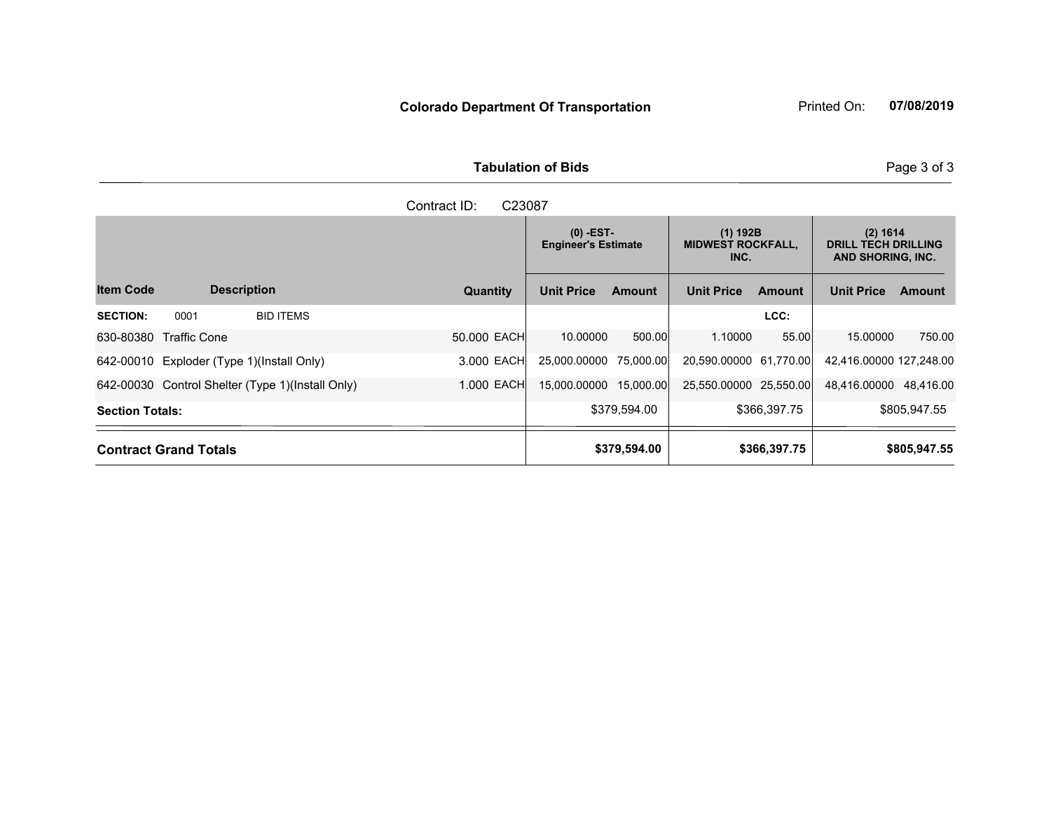# Colorado Department Of Transportation

Printed On: **07/08/2019**

## Tabulation of Bids

Contract ID: C23087

| Item Code | Description | Quantity | | (0) -EST- Engineer's Estimate | | (1) 192B MIDWEST ROCKFALL, INC. | | (2) 1614 DRILL TECH DRILLING AND SHORING, INC. | |
|---|---|---|---|---|---|---|---|---|---|
| | | | | Unit Price | Amount | Unit Price | Amount | Unit Price | Amount |
| **SECTION:** | 0001 BID ITEMS | | | | | | LCC: | | |
| 630-80380 | Traffic Cone | 50.000 | EACH | 10.00000 | 500.00 | 1.10000 | 55.00 | 15.00000 | 750.00 |
| 642-00010 | Exploder (Type 1)(Install Only) | 3.000 | EACH | 25,000.00000 | 75,000.00 | 20,590.00000 | 61,770.00 | 42,416.00000 | 127,248.00 |
| 642-00030 | Control Shelter (Type 1)(Install Only) | 1.000 | EACH | 15,000.00000 | 15,000.00 | 25,550.00000 | 25,550.00 | 48,416.00000 | 48,416.00 |
| **Section Totals:** | | | | | $379,594.00 | | $366,397.75 | | $805,947.55 |
| **Contract Grand Totals** | | | | | **$379,594.00** | | **$366,397.75** | | **$805,947.55** |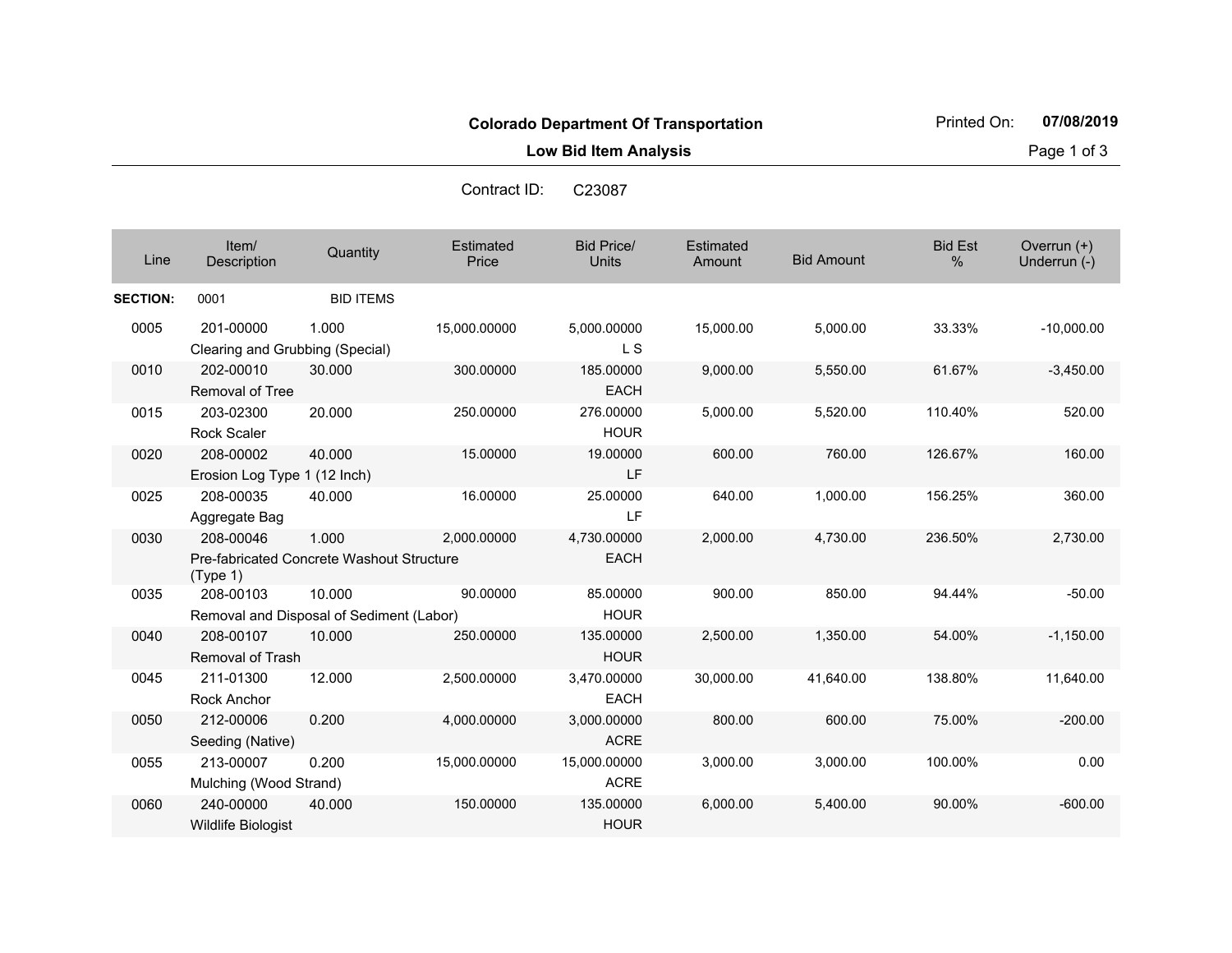**Colorado Department Of Transportation**

**Low Bid Item Analysis**

Printed On: **07/08/2019**

Contract ID: C23087

| Line | Item/ Description | Quantity | Estimated Price | Bid Price/ Units | Estimated Amount | Bid Amount | Bid Est % | Overrun (+) Underrun (-) |
|---|---|---|---|---|---|---|---|---|
| **SECTION:** | 0001 | BID ITEMS | | | | | | |
| 0005 | 201-00000 Clearing and Grubbing (Special) | 1.000 | 15,000.00000 | 5,000.00000 L S | 15,000.00 | 5,000.00 | 33.33% | -10,000.00 |
| 0010 | 202-00010 Removal of Tree | 30.000 | 300.00000 | 185.00000 EACH | 9,000.00 | 5,550.00 | 61.67% | -3,450.00 |
| 0015 | 203-02300 Rock Scaler | 20.000 | 250.00000 | 276.00000 HOUR | 5,000.00 | 5,520.00 | 110.40% | 520.00 |
| 0020 | 208-00002 Erosion Log Type 1 (12 Inch) | 40.000 | 15.00000 | 19.00000 LF | 600.00 | 760.00 | 126.67% | 160.00 |
| 0025 | 208-00035 Aggregate Bag | 40.000 | 16.00000 | 25.00000 LF | 640.00 | 1,000.00 | 156.25% | 360.00 |
| 0030 | 208-00046 Pre-fabricated Concrete Washout Structure (Type 1) | 1.000 | 2,000.00000 | 4,730.00000 EACH | 2,000.00 | 4,730.00 | 236.50% | 2,730.00 |
| 0035 | 208-00103 Removal and Disposal of Sediment (Labor) | 10.000 | 90.00000 | 85.00000 HOUR | 900.00 | 850.00 | 94.44% | -50.00 |
| 0040 | 208-00107 Removal of Trash | 10.000 | 250.00000 | 135.00000 HOUR | 2,500.00 | 1,350.00 | 54.00% | -1,150.00 |
| 0045 | 211-01300 Rock Anchor | 12.000 | 2,500.00000 | 3,470.00000 EACH | 30,000.00 | 41,640.00 | 138.80% | 11,640.00 |
| 0050 | 212-00006 Seeding (Native) | 0.200 | 4,000.00000 | 3,000.00000 ACRE | 800.00 | 600.00 | 75.00% | -200.00 |
| 0055 | 213-00007 Mulching (Wood Strand) | 0.200 | 15,000.00000 | 15,000.00000 ACRE | 3,000.00 | 3,000.00 | 100.00% | 0.00 |
| 0060 | 240-00000 Wildlife Biologist | 40.000 | 150.00000 | 135.00000 HOUR | 6,000.00 | 5,400.00 | 90.00% | -600.00 |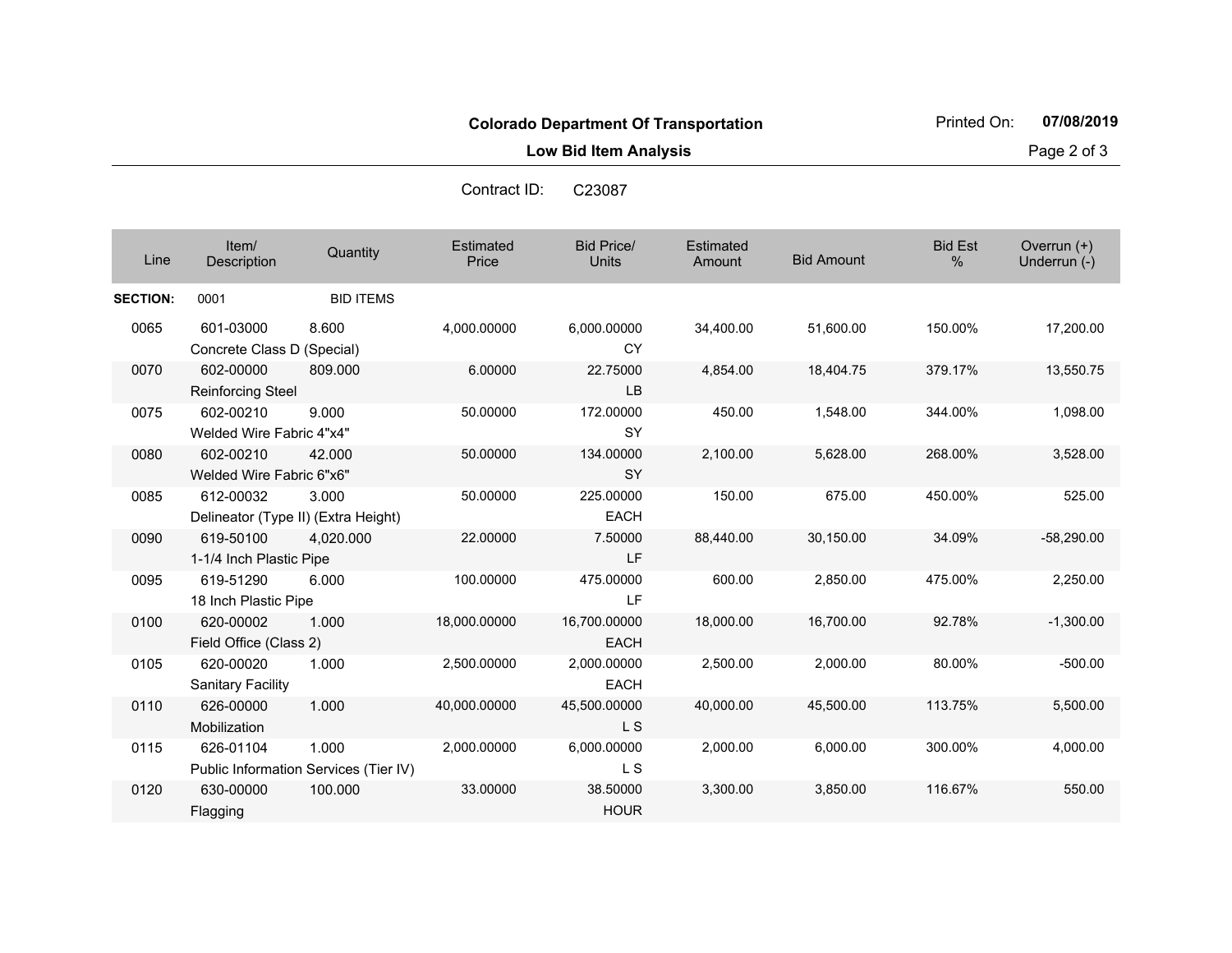**Colorado Department Of Transportation**

**Low Bid Item Analysis**

Contract ID: C23087

| Line | Item/ Description | Quantity | Estimated Price | Bid Price/ Units | Estimated Amount | Bid Amount | Bid Est % | Overrun (+) Underrun (-) |
|---|---|---|---|---|---|---|---|---|
| **SECTION:** | 0001 | BID ITEMS | | | | | | |
| 0065 | 601-03000 Concrete Class D (Special) | 8.600 | 4,000.00000 | 6,000.00000 CY | 34,400.00 | 51,600.00 | 150.00% | 17,200.00 |
| 0070 | 602-00000 Reinforcing Steel | 809.000 | 6.00000 | 22.75000 LB | 4,854.00 | 18,404.75 | 379.17% | 13,550.75 |
| 0075 | 602-00210 Welded Wire Fabric 4"x4" | 9.000 | 50.00000 | 172.00000 SY | 450.00 | 1,548.00 | 344.00% | 1,098.00 |
| 0080 | 602-00210 Welded Wire Fabric 6"x6" | 42.000 | 50.00000 | 134.00000 SY | 2,100.00 | 5,628.00 | 268.00% | 3,528.00 |
| 0085 | 612-00032 Delineator (Type II) (Extra Height) | 3.000 | 50.00000 | 225.00000 EACH | 150.00 | 675.00 | 450.00% | 525.00 |
| 0090 | 619-50100 1-1/4 Inch Plastic Pipe | 4,020.000 | 22.00000 | 7.50000 LF | 88,440.00 | 30,150.00 | 34.09% | -58,290.00 |
| 0095 | 619-51290 18 Inch Plastic Pipe | 6.000 | 100.00000 | 475.00000 LF | 600.00 | 2,850.00 | 475.00% | 2,250.00 |
| 0100 | 620-00002 Field Office (Class 2) | 1.000 | 18,000.00000 | 16,700.00000 EACH | 18,000.00 | 16,700.00 | 92.78% | -1,300.00 |
| 0105 | 620-00020 Sanitary Facility | 1.000 | 2,500.00000 | 2,000.00000 EACH | 2,500.00 | 2,000.00 | 80.00% | -500.00 |
| 0110 | 626-00000 Mobilization | 1.000 | 40,000.00000 | 45,500.00000 L S | 40,000.00 | 45,500.00 | 113.75% | 5,500.00 |
| 0115 | 626-01104 Public Information Services (Tier IV) | 1.000 | 2,000.00000 | 6,000.00000 L S | 2,000.00 | 6,000.00 | 300.00% | 4,000.00 |
| 0120 | 630-00000 Flagging | 100.000 | 33.00000 | 38.50000 HOUR | 3,300.00 | 3,850.00 | 116.67% | 550.00 |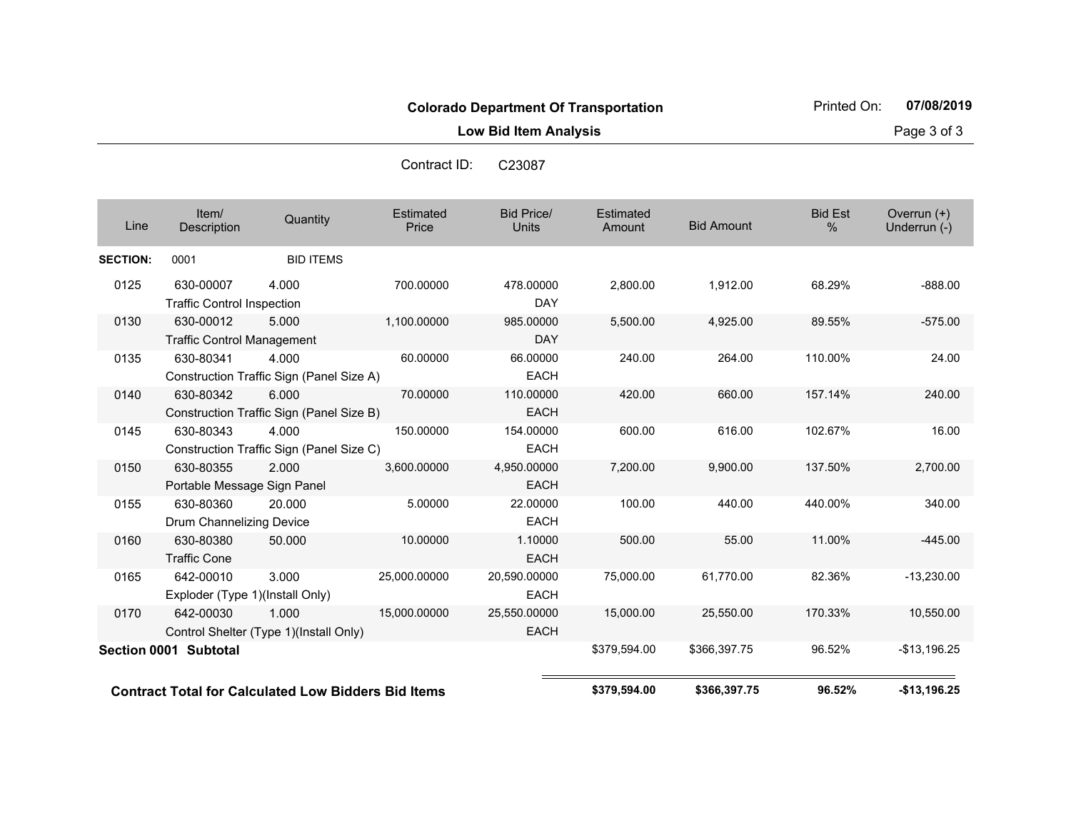**Colorado Department Of Transportation**

**Low Bid Item Analysis**

Printed On: **07/08/2019**

Contract ID: C23087

| Line | Item/ Description | Quantity | Estimated Price | Bid Price/ Units | Estimated Amount | Bid Amount | Bid Est % | Overrun (+) Underrun (-) |
|---|---|---|---|---|---|---|---|---|
| **SECTION:** | 0001 | BID ITEMS | | | | | | |
| 0125 | 630-00007 Traffic Control Inspection | 4.000 | 700.00000 | 478.00000 DAY | 2,800.00 | 1,912.00 | 68.29% | -888.00 |
| 0130 | 630-00012 Traffic Control Management | 5.000 | 1,100.00000 | 985.00000 DAY | 5,500.00 | 4,925.00 | 89.55% | -575.00 |
| 0135 | 630-80341 Construction Traffic Sign (Panel Size A) | 4.000 | 60.00000 | 66.00000 EACH | 240.00 | 264.00 | 110.00% | 24.00 |
| 0140 | 630-80342 Construction Traffic Sign (Panel Size B) | 6.000 | 70.00000 | 110.00000 EACH | 420.00 | 660.00 | 157.14% | 240.00 |
| 0145 | 630-80343 Construction Traffic Sign (Panel Size C) | 4.000 | 150.00000 | 154.00000 EACH | 600.00 | 616.00 | 102.67% | 16.00 |
| 0150 | 630-80355 Portable Message Sign Panel | 2.000 | 3,600.00000 | 4,950.00000 EACH | 7,200.00 | 9,900.00 | 137.50% | 2,700.00 |
| 0155 | 630-80360 Drum Channelizing Device | 20.000 | 5.00000 | 22.00000 EACH | 100.00 | 440.00 | 440.00% | 340.00 |
| 0160 | 630-80380 Traffic Cone | 50.000 | 10.00000 | 1.10000 EACH | 500.00 | 55.00 | 11.00% | -445.00 |
| 0165 | 642-00010 Exploder (Type 1)(Install Only) | 3.000 | 25,000.00000 | 20,590.00000 EACH | 75,000.00 | 61,770.00 | 82.36% | -13,230.00 |
| 0170 | 642-00030 Control Shelter (Type 1)(Install Only) | 1.000 | 15,000.00000 | 25,550.00000 EACH | 15,000.00 | 25,550.00 | 170.33% | 10,550.00 |
| **Section 0001 Subtotal** | | | | | $379,594.00 | $366,397.75 | 96.52% | -$13,196.25 |
| **Contract Total for Calculated Low Bidders Bid Items** | | | | | **$379,594.00** | **$366,397.75** | **96.52%** | **-$13,196.25** |